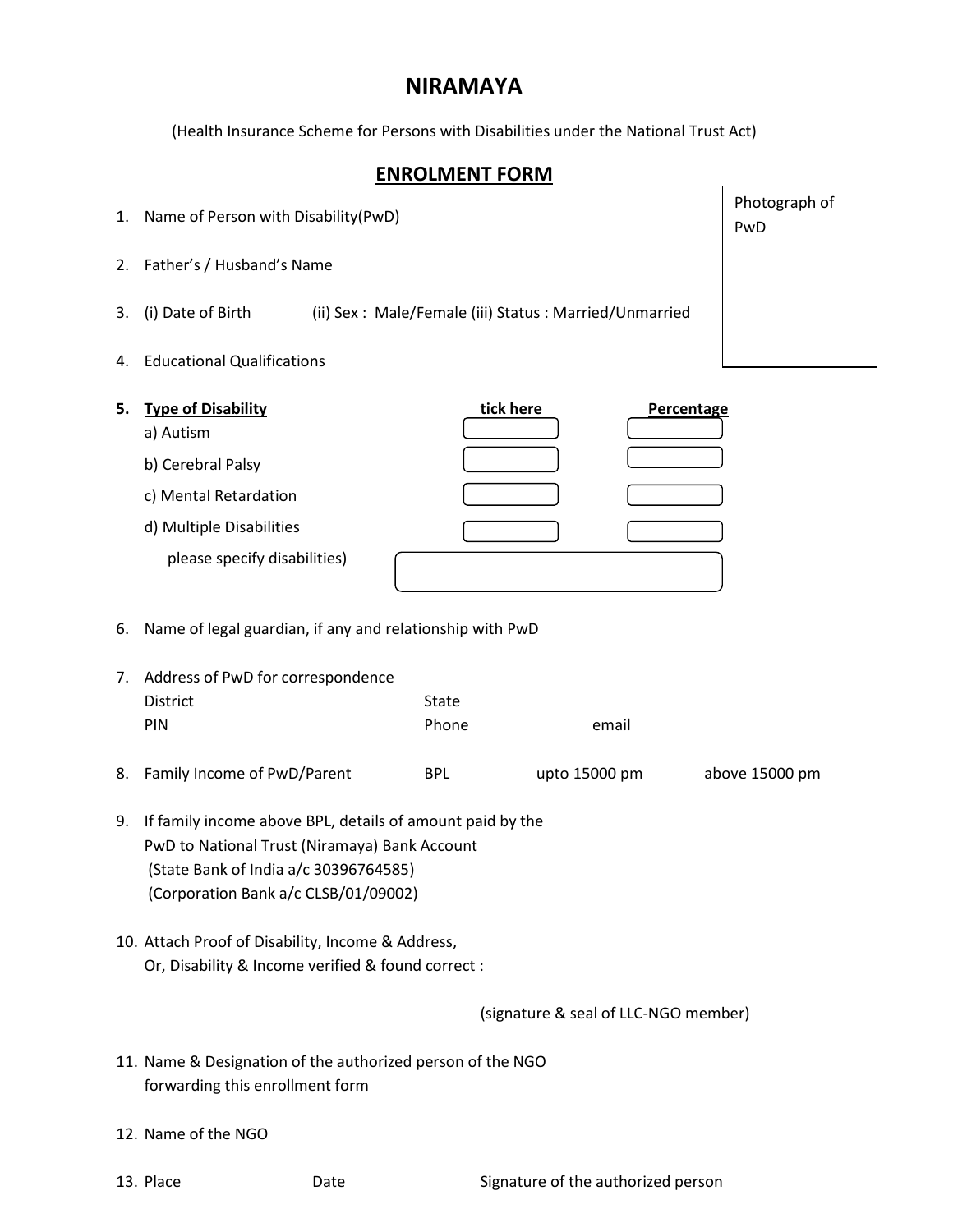# NIRAMAYA

(Health Insurance Scheme for Persons with Disabilities under the National Trust Act)

## ENROLMENT FORM

Photograph of PwD

1. Name of Person with Disability(PwD)

2. Father's / Husband's Name

3. (i) Date of Birth (ii) Sex : Male/Female (iii) Status : Married/Unmarried

4. Educational Qualifications

5. **Type of Disability**

| Type of Disability | tick here | Percentage |
|---|---|---|
| a) Autism | | |
| b) Cerebral Palsy | | |
| c) Mental Retardation | | |
| d) Multiple Disabilities | | |
| please specify disabilities) | | |

6. Name of legal guardian, if any and relationship with PwD

7. Address of PwD for correspondence
   District State
   PIN Phone email

8. Family Income of PwD/Parent BPL upto 15000 pm above 15000 pm

9. If family income above BPL, details of amount paid by the PwD to National Trust (Niramaya) Bank Account
   (State Bank of India a/c 30396764585)
   (Corporation Bank a/c CLSB/01/09002)

10. Attach Proof of Disability, Income & Address,
    Or, Disability & Income verified & found correct :

    (signature & seal of LLC-NGO member)

11. Name & Designation of the authorized person of the NGO forwarding this enrollment form

12. Name of the NGO

13. Place Date Signature of the authorized person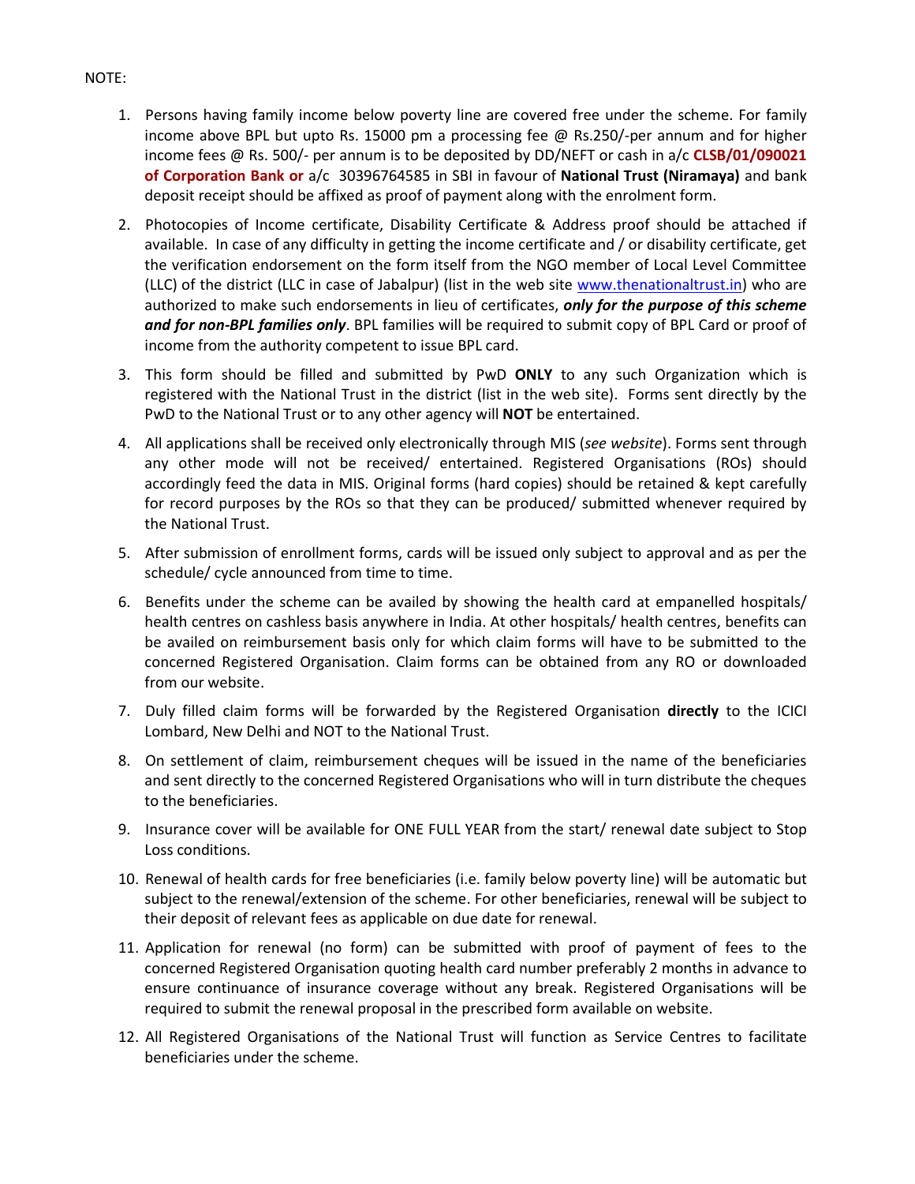NOTE:

1. Persons having family income below poverty line are covered free under the scheme. For family income above BPL but upto Rs. 15000 pm a processing fee @ Rs.250/-per annum and for higher income fees @ Rs. 500/- per annum is to be deposited by DD/NEFT or cash in a/c **CLSB/01/090021 of Corporation Bank or** a/c 30396764585 in SBI in favour of **National Trust (Niramaya)** and bank deposit receipt should be affixed as proof of payment along with the enrolment form.

2. Photocopies of Income certificate, Disability Certificate & Address proof should be attached if available. In case of any difficulty in getting the income certificate and / or disability certificate, get the verification endorsement on the form itself from the NGO member of Local Level Committee (LLC) of the district (LLC in case of Jabalpur) (list in the web site www.thenationaltrust.in) who are authorized to make such endorsements in lieu of certificates, ***only for the purpose of this scheme and for non-BPL families only***. BPL families will be required to submit copy of BPL Card or proof of income from the authority competent to issue BPL card.

3. This form should be filled and submitted by PwD **ONLY** to any such Organization which is registered with the National Trust in the district (list in the web site). Forms sent directly by the PwD to the National Trust or to any other agency will **NOT** be entertained.

4. All applications shall be received only electronically through MIS (*see website*). Forms sent through any other mode will not be received/ entertained. Registered Organisations (ROs) should accordingly feed the data in MIS. Original forms (hard copies) should be retained & kept carefully for record purposes by the ROs so that they can be produced/ submitted whenever required by the National Trust.

5. After submission of enrollment forms, cards will be issued only subject to approval and as per the schedule/ cycle announced from time to time.

6. Benefits under the scheme can be availed by showing the health card at empanelled hospitals/ health centres on cashless basis anywhere in India. At other hospitals/ health centres, benefits can be availed on reimbursement basis only for which claim forms will have to be submitted to the concerned Registered Organisation. Claim forms can be obtained from any RO or downloaded from our website.

7. Duly filled claim forms will be forwarded by the Registered Organisation **directly** to the ICICI Lombard, New Delhi and NOT to the National Trust.

8. On settlement of claim, reimbursement cheques will be issued in the name of the beneficiaries and sent directly to the concerned Registered Organisations who will in turn distribute the cheques to the beneficiaries.

9. Insurance cover will be available for ONE FULL YEAR from the start/ renewal date subject to Stop Loss conditions.

10. Renewal of health cards for free beneficiaries (i.e. family below poverty line) will be automatic but subject to the renewal/extension of the scheme. For other beneficiaries, renewal will be subject to their deposit of relevant fees as applicable on due date for renewal.

11. Application for renewal (no form) can be submitted with proof of payment of fees to the concerned Registered Organisation quoting health card number preferably 2 months in advance to ensure continuance of insurance coverage without any break. Registered Organisations will be required to submit the renewal proposal in the prescribed form available on website.

12. All Registered Organisations of the National Trust will function as Service Centres to facilitate beneficiaries under the scheme.